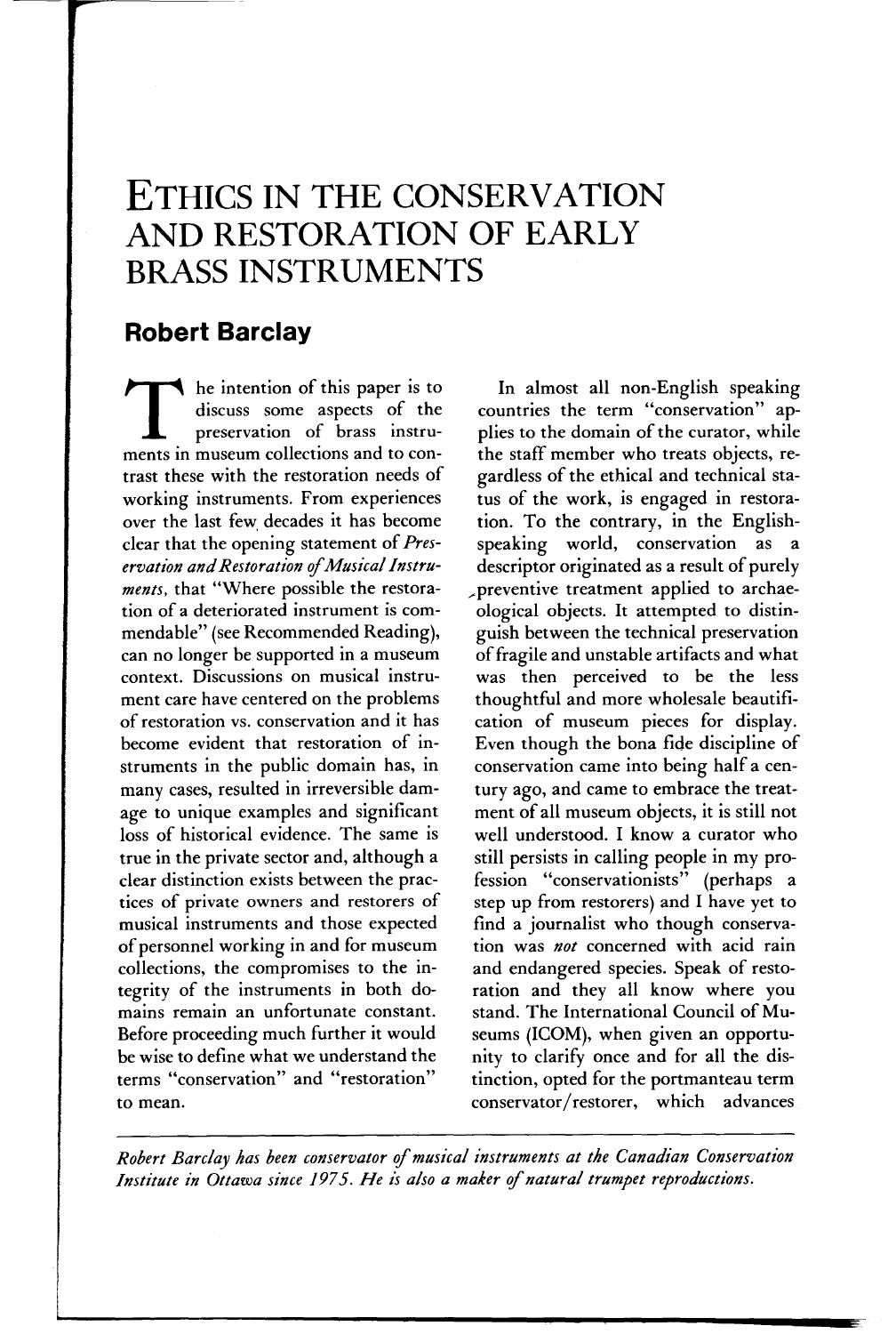# ETHICS IN THE CONSERVATION AND RESTORATION OF EARLY BRASS INSTRUMENTS

## Robert Barclay

The intention of this paper is to discuss some aspects of the preservation of brass instruments in museum collections and to contrast these with the restoration needs of working instruments. From experiences over the last few decades it has become clear that the opening statement of *Preservation and Restoration of Musical Instruments*, that "Where possible the restoration of a deteriorated instrument is commendable" (see Recommended Reading), can no longer be supported in a museum context. Discussions on musical instrument care have centered on the problems of restoration vs. conservation and it has become evident that restoration of instruments in the public domain has, in many cases, resulted in irreversible damage to unique examples and significant loss of historical evidence. The same is true in the private sector and, although a clear distinction exists between the practices of private owners and restorers of musical instruments and those expected of personnel working in and for museum collections, the compromises to the integrity of the instruments in both domains remain an unfortunate constant. Before proceeding much further it would be wise to define what we understand the terms "conservation" and "restoration" to mean.

In almost all non-English speaking countries the term "conservation" applies to the domain of the curator, while the staff member who treats objects, regardless of the ethical and technical status of the work, is engaged in restoration. To the contrary, in the English-speaking world, conservation as a descriptor originated as a result of purely preventive treatment applied to archaeological objects. It attempted to distinguish between the technical preservation of fragile and unstable artifacts and what was then perceived to be the less thoughtful and more wholesale beautification of museum pieces for display. Even though the bona fide discipline of conservation came into being half a century ago, and came to embrace the treatment of all museum objects, it is still not well understood. I know a curator who still persists in calling people in my profession "conservationists" (perhaps a step up from restorers) and I have yet to find a journalist who though conservation was *not* concerned with acid rain and endangered species. Speak of restoration and they all know where you stand. The International Council of Museums (ICOM), when given an opportunity to clarify once and for all the distinction, opted for the portmanteau term conservator/restorer, which advances

*Robert Barclay has been conservator of musical instruments at the Canadian Conservation Institute in Ottawa since 1975. He is also a maker of natural trumpet reproductions.*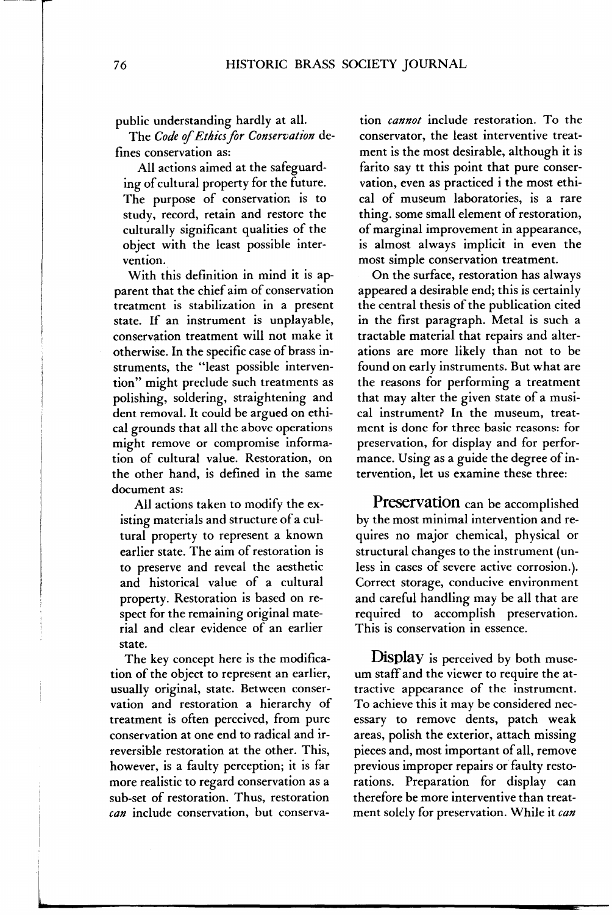public understanding hardly at all.

The *Code of Ethics for Conservation* defines conservation as:

> All actions aimed at the safeguarding of cultural property for the future. The purpose of conservation is to study, record, retain and restore the culturally significant qualities of the object with the least possible intervention.

With this definition in mind it is apparent that the chief aim of conservation treatment is stabilization in a present state. If an instrument is unplayable, conservation treatment will not make it otherwise. In the specific case of brass instruments, the "least possible intervention" might preclude such treatments as polishing, soldering, straightening and dent removal. It could be argued on ethical grounds that all the above operations might remove or compromise information of cultural value. Restoration, on the other hand, is defined in the same document as:

> All actions taken to modify the existing materials and structure of a cultural property to represent a known earlier state. The aim of restoration is to preserve and reveal the aesthetic and historical value of a cultural property. Restoration is based on respect for the remaining original material and clear evidence of an earlier state.

The key concept here is the modification of the object to represent an earlier, usually original, state. Between conservation and restoration a hierarchy of treatment is often perceived, from pure conservation at one end to radical and irreversible restoration at the other. This, however, is a faulty perception; it is far more realistic to regard conservation as a sub-set of restoration. Thus, restoration *can* include conservation, but conservation *cannot* include restoration. To the conservator, the least interventive treatment is the most desirable, although it is farito say tt this point that pure conservation, even as practiced i the most ethical of museum laboratories, is a rare thing. some small element of restoration, of marginal improvement in appearance, is almost always implicit in even the most simple conservation treatment.

On the surface, restoration has always appeared a desirable end; this is certainly the central thesis of the publication cited in the first paragraph. Metal is such a tractable material that repairs and alterations are more likely than not to be found on early instruments. But what are the reasons for performing a treatment that may alter the given state of a musical instrument? In the museum, treatment is done for three basic reasons: for preservation, for display and for performance. Using as a guide the degree of intervention, let us examine these three:

**Preservation** can be accomplished by the most minimal intervention and requires no major chemical, physical or structural changes to the instrument (unless in cases of severe active corrosion.). Correct storage, conducive environment and careful handling may be all that are required to accomplish preservation. This is conservation in essence.

**Display** is perceived by both museum staff and the viewer to require the attractive appearance of the instrument. To achieve this it may be considered necessary to remove dents, patch weak areas, polish the exterior, attach missing pieces and, most important of all, remove previous improper repairs or faulty restorations. Preparation for display can therefore be more interventive than treatment solely for preservation. While it *can*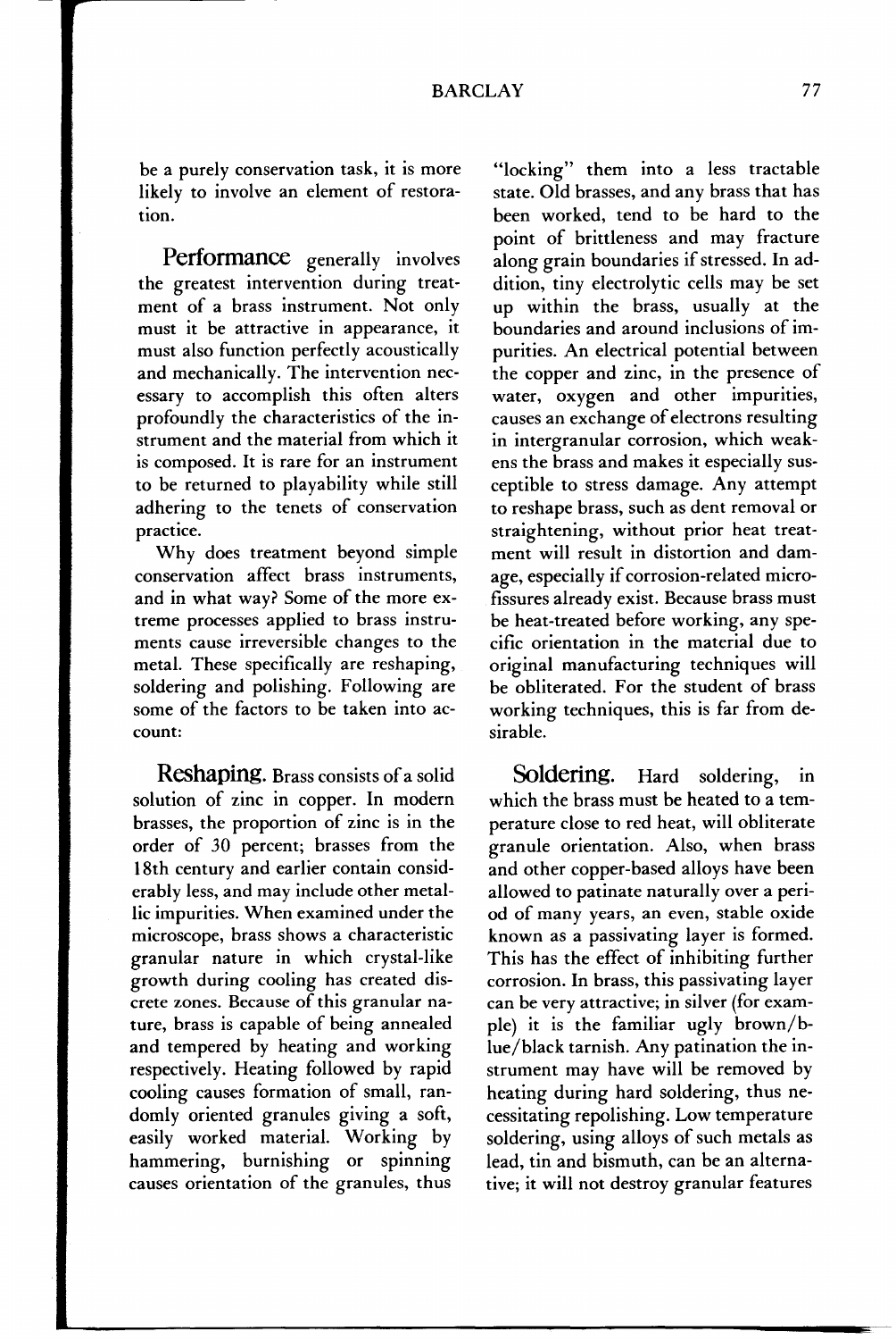be a purely conservation task, it is more likely to involve an element of restoration.

**Performance** generally involves the greatest intervention during treatment of a brass instrument. Not only must it be attractive in appearance, it must also function perfectly acoustically and mechanically. The intervention necessary to accomplish this often alters profoundly the characteristics of the instrument and the material from which it is composed. It is rare for an instrument to be returned to playability while still adhering to the tenets of conservation practice.

Why does treatment beyond simple conservation affect brass instruments, and in what way? Some of the more extreme processes applied to brass instruments cause irreversible changes to the metal. These specifically are reshaping, soldering and polishing. Following are some of the factors to be taken into account:

**Reshaping.** Brass consists of a solid solution of zinc in copper. In modern brasses, the proportion of zinc is in the order of 30 percent; brasses from the 18th century and earlier contain considerably less, and may include other metallic impurities. When examined under the microscope, brass shows a characteristic granular nature in which crystal-like growth during cooling has created discrete zones. Because of this granular nature, brass is capable of being annealed and tempered by heating and working respectively. Heating followed by rapid cooling causes formation of small, randomly oriented granules giving a soft, easily worked material. Working by hammering, burnishing or spinning causes orientation of the granules, thus "locking" them into a less tractable state. Old brasses, and any brass that has been worked, tend to be hard to the point of brittleness and may fracture along grain boundaries if stressed. In addition, tiny electrolytic cells may be set up within the brass, usually at the boundaries and around inclusions of impurities. An electrical potential between the copper and zinc, in the presence of water, oxygen and other impurities, causes an exchange of electrons resulting in intergranular corrosion, which weakens the brass and makes it especially susceptible to stress damage. Any attempt to reshape brass, such as dent removal or straightening, without prior heat treatment will result in distortion and damage, especially if corrosion-related microfissures already exist. Because brass must be heat-treated before working, any specific orientation in the material due to original manufacturing techniques will be obliterated. For the student of brass working techniques, this is far from desirable.

**Soldering.** Hard soldering, in which the brass must be heated to a temperature close to red heat, will obliterate granule orientation. Also, when brass and other copper-based alloys have been allowed to patinate naturally over a period of many years, an even, stable oxide known as a passivating layer is formed. This has the effect of inhibiting further corrosion. In brass, this passivating layer can be very attractive; in silver (for example) it is the familiar ugly brown/blue/black tarnish. Any patination the instrument may have will be removed by heating during hard soldering, thus necessitating repolishing. Low temperature soldering, using alloys of such metals as lead, tin and bismuth, can be an alternative; it will not destroy granular features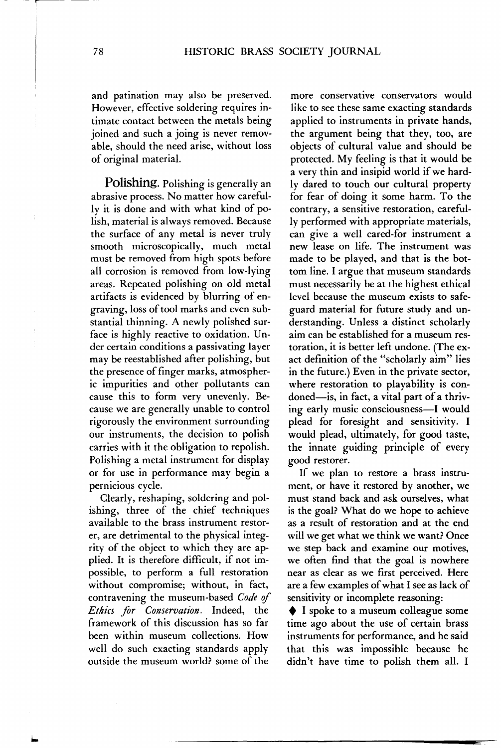and patination may also be preserved. However, effective soldering requires intimate contact between the metals being joined and such a joing is never removable, should the need arise, without loss of original material.

**Polishing.** Polishing is generally an abrasive process. No matter how carefully it is done and with what kind of polish, material is always removed. Because the surface of any metal is never truly smooth microscopically, much metal must be removed from high spots before all corrosion is removed from low-lying areas. Repeated polishing on old metal artifacts is evidenced by blurring of engraving, loss of tool marks and even substantial thinning. A newly polished surface is highly reactive to oxidation. Under certain conditions a passivating layer may be reestablished after polishing, but the presence of finger marks, atmospheric impurities and other pollutants can cause this to form very unevenly. Because we are generally unable to control rigorously the environment surrounding our instruments, the decision to polish carries with it the obligation to repolish. Polishing a metal instrument for display or for use in performance may begin a pernicious cycle.

Clearly, reshaping, soldering and polishing, three of the chief techniques available to the brass instrument restorer, are detrimental to the physical integrity of the object to which they are applied. It is therefore difficult, if not impossible, to perform a full restoration without compromise; without, in fact, contravening the museum-based *Code of Ethics for Conservation*. Indeed, the framework of this discussion has so far been within museum collections. How well do such exacting standards apply outside the museum world? some of the more conservative conservators would like to see these same exacting standards applied to instruments in private hands, the argument being that they, too, are objects of cultural value and should be protected. My feeling is that it would be a very thin and insipid world if we hardly dared to touch our cultural property for fear of doing it some harm. To the contrary, a sensitive restoration, carefully performed with appropriate materials, can give a well cared-for instrument a new lease on life. The instrument was made to be played, and that is the bottom line. I argue that museum standards must necessarily be at the highest ethical level because the museum exists to safeguard material for future study and understanding. Unless a distinct scholarly aim can be established for a museum restoration, it is better left undone. (The exact definition of the "scholarly aim" lies in the future.) Even in the private sector, where restoration to playability is condoned—is, in fact, a vital part of a thriving early music consciousness—I would plead for foresight and sensitivity. I would plead, ultimately, for good taste, the innate guiding principle of every good restorer.

If we plan to restore a brass instrument, or have it restored by another, we must stand back and ask ourselves, what is the goal? What do we hope to achieve as a result of restoration and at the end will we get what we think we want? Once we step back and examine our motives, we often find that the goal is nowhere near as clear as we first perceived. Here are a few examples of what I see as lack of sensitivity or incomplete reasoning:

◆ I spoke to a museum colleague some time ago about the use of certain brass instruments for performance, and he said that this was impossible because he didn't have time to polish them all. I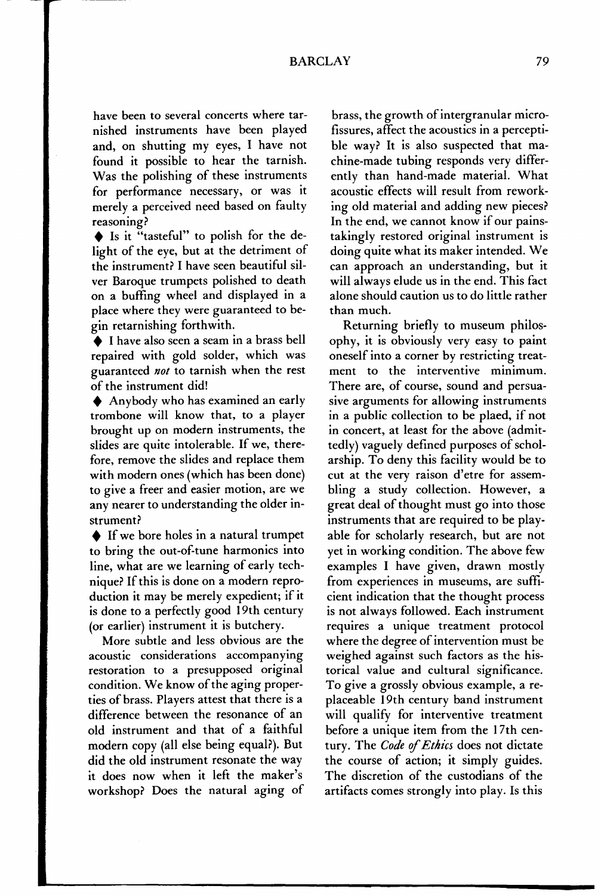have been to several concerts where tarnished instruments have been played and, on shutting my eyes, I have not found it possible to hear the tarnish. Was the polishing of these instruments for performance necessary, or was it merely a perceived need based on faulty reasoning?

- Is it "tasteful" to polish for the delight of the eye, but at the detriment of the instrument? I have seen beautiful silver Baroque trumpets polished to death on a buffing wheel and displayed in a place where they were guaranteed to begin retarnishing forthwith.
- I have also seen a seam in a brass bell repaired with gold solder, which was guaranteed *not* to tarnish when the rest of the instrument did!
- Anybody who has examined an early trombone will know that, to a player brought up on modern instruments, the slides are quite intolerable. If we, therefore, remove the slides and replace them with modern ones (which has been done) to give a freer and easier motion, are we any nearer to understanding the older instrument?
- If we bore holes in a natural trumpet to bring the out-of-tune harmonics into line, what are we learning of early technique? If this is done on a modern reproduction it may be merely expedient; if it is done to a perfectly good 19th century (or earlier) instrument it is butchery.

More subtle and less obvious are the acoustic considerations accompanying restoration to a presupposed original condition. We know of the aging properties of brass. Players attest that there is a difference between the resonance of an old instrument and that of a faithful modern copy (all else being equal?). But did the old instrument resonate the way it does now when it left the maker's workshop? Does the natural aging of brass, the growth of intergranular microfissures, affect the acoustics in a perceptible way? It is also suspected that machine-made tubing responds very differently than hand-made material. What acoustic effects will result from reworking old material and adding new pieces? In the end, we cannot know if our painstakingly restored original instrument is doing quite what its maker intended. We can approach an understanding, but it will always elude us in the end. This fact alone should caution us to do little rather than much.

Returning briefly to museum philosophy, it is obviously very easy to paint oneself into a corner by restricting treatment to the interventive minimum. There are, of course, sound and persuasive arguments for allowing instruments in a public collection to be plaed, if not in concert, at least for the above (admittedly) vaguely defined purposes of scholarship. To deny this facility would be to cut at the very raison d'etre for assembling a study collection. However, a great deal of thought must go into those instruments that are required to be playable for scholarly research, but are not yet in working condition. The above few examples I have given, drawn mostly from experiences in museums, are sufficient indication that the thought process is not always followed. Each instrument requires a unique treatment protocol where the degree of intervention must be weighed against such factors as the historical value and cultural significance. To give a grossly obvious example, a replaceable 19th century band instrument will qualify for interventive treatment before a unique item from the 17th century. The *Code of Ethics* does not dictate the course of action; it simply guides. The discretion of the custodians of the artifacts comes strongly into play. Is this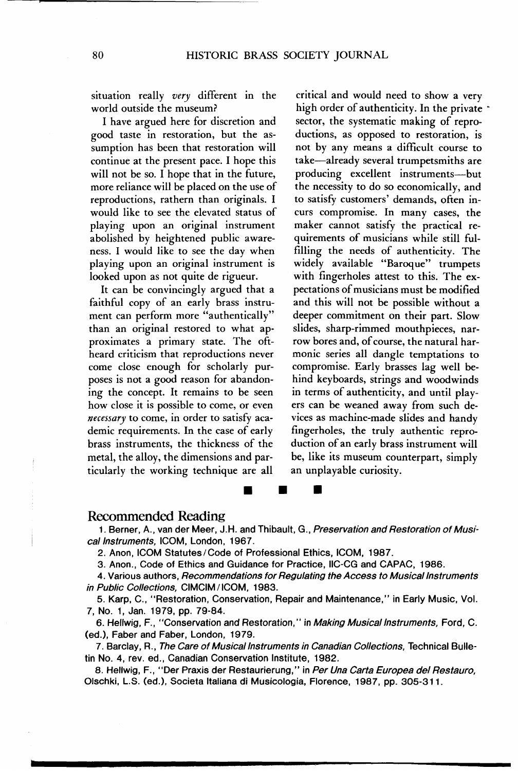situation really *very* different in the world outside the museum?

I have argued here for discretion and good taste in restoration, but the assumption has been that restoration will continue at the present pace. I hope this will not be so. I hope that in the future, more reliance will be placed on the use of reproductions, rathern than originals. I would like to see the elevated status of playing upon an original instrument abolished by heightened public awareness. I would like to see the day when playing upon an original instrument is looked upon as not quite de rigueur.

It can be convincingly argued that a faithful copy of an early brass instrument can perform more "authentically" than an original restored to what approximates a primary state. The oft-heard criticism that reproductions never come close enough for scholarly purposes is not a good reason for abandoning the concept. It remains to be seen how close it is possible to come, or even *necessary* to come, in order to satisfy academic requirements. In the case of early brass instruments, the thickness of the metal, the alloy, the dimensions and particularly the working technique are all critical and would need to show a very high order of authenticity. In the private sector, the systematic making of reproductions, as opposed to restoration, is not by any means a difficult course to take—already several trumpetsmiths are producing excellent instruments—but the necessity to do so economically, and to satisfy customers' demands, often incurs compromise. In many cases, the maker cannot satisfy the practical requirements of musicians while still fulfilling the needs of authenticity. The widely available "Baroque" trumpets with fingerholes attest to this. The expectations of musicians must be modified and this will not be possible without a deeper commitment on their part. Slow slides, sharp-rimmed mouthpieces, narrow bores and, of course, the natural harmonic series all dangle temptations to compromise. Early brasses lag well behind keyboards, strings and woodwinds in terms of authenticity, and until players can be weaned away from such devices as machine-made slides and handy fingerholes, the truly authentic reproduction of an early brass instrument will be, like its museum counterpart, simply an unplayable curiosity.

■ ■ ■

## Recommended Reading

1. Berner, A., van der Meer, J.H. and Thibault, G., *Preservation and Restoration of Musical Instruments,* ICOM, London, 1967.
2. Anon, ICOM Statutes/Code of Professional Ethics, ICOM, 1987.
3. Anon., Code of Ethics and Guidance for Practice, IIC-CG and CAPAC, 1986.
4. Various authors, *Recommendations for Regulating the Access to Musical Instruments in Public Collections,* CIMCIM/ICOM, 1983.
5. Karp, C., "Restoration, Conservation, Repair and Maintenance," in Early Music, Vol. 7, No. 1, Jan. 1979, pp. 79-84.
6. Hellwig, F., "Conservation and Restoration," in *Making Musical Instruments,* Ford, C. (ed.), Faber and Faber, London, 1979.
7. Barclay, R., *The Care of Musical Instruments in Canadian Collections,* Technical Bulletin No. 4, rev. ed., Canadian Conservation Institute, 1982.
8. Hellwig, F., "Der Praxis der Restaurierung," in *Per Una Carta Europea del Restauro,* Olschki, L.S. (ed.), Societa Italiana di Musicologia, Florence, 1987, pp. 305-311.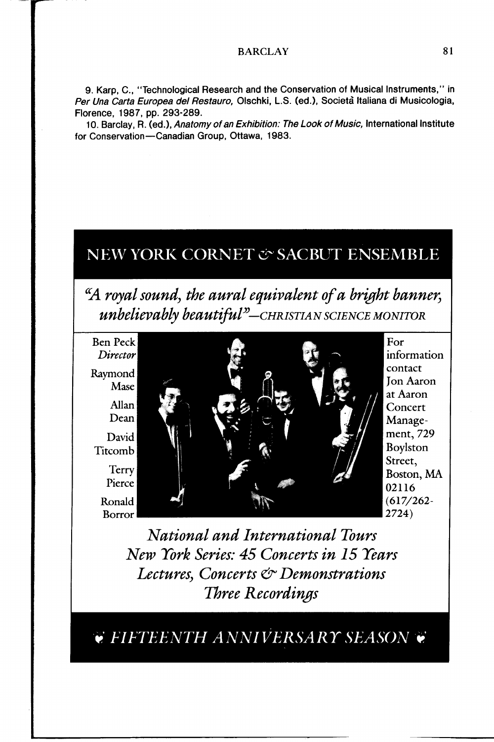9. Karp, C., "Technological Research and the Conservation of Musical Instruments," in *Per Una Carta Europea del Restauro,* Olschki, L.S. (ed.), Società Italiana di Musicologia, Florence, 1987, pp. 293-289.

10. Barclay, R. (ed.), *Anatomy of an Exhibition: The Look of Music,* International Institute for Conservation—Canadian Group, Ottawa, 1983.

## NEW YORK CORNET & SACBUT ENSEMBLE

*"A royal sound, the aural equivalent of a bright banner, unbelievably beautiful"*—CHRISTIAN SCIENCE MONITOR

Ben Peck *Director*

Raymond Mase

Allan Dean

David Titcomb

Terry Pierce

Ronald Borror

For information contact Jon Aaron at Aaron Concert Management, 729 Boylston Street, Boston, MA 02116 (617/262-2724)

*National and International Tours*

*New York Series: 45 Concerts in 15 Years*

*Lectures, Concerts & Demonstrations*

*Three Recordings*

*FIFTEENTH ANNIVERSARY SEASON*